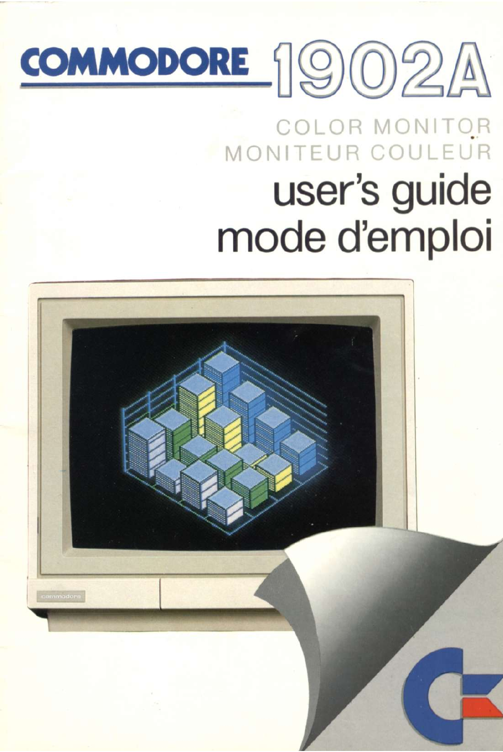# COMMODORE 1902A

## COLOR MONITOR
## MONITEUR COULEUR

# user's guide
# mode d'emploi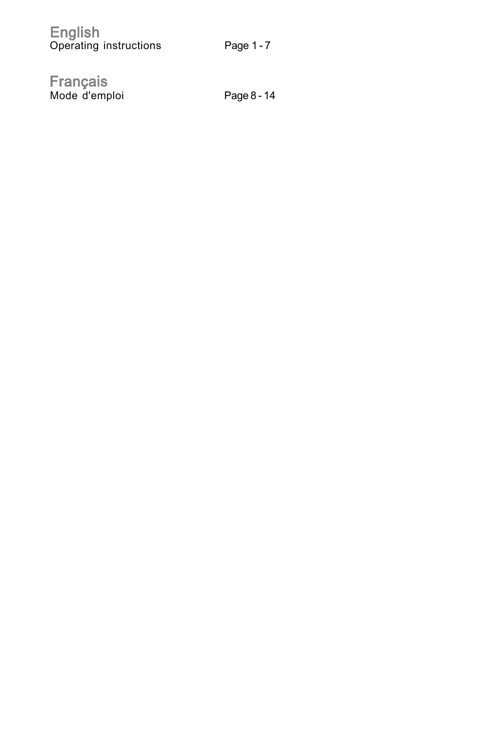## English
Operating instructions Page 1 - 7

## Français
Mode d'emploi Page 8 - 14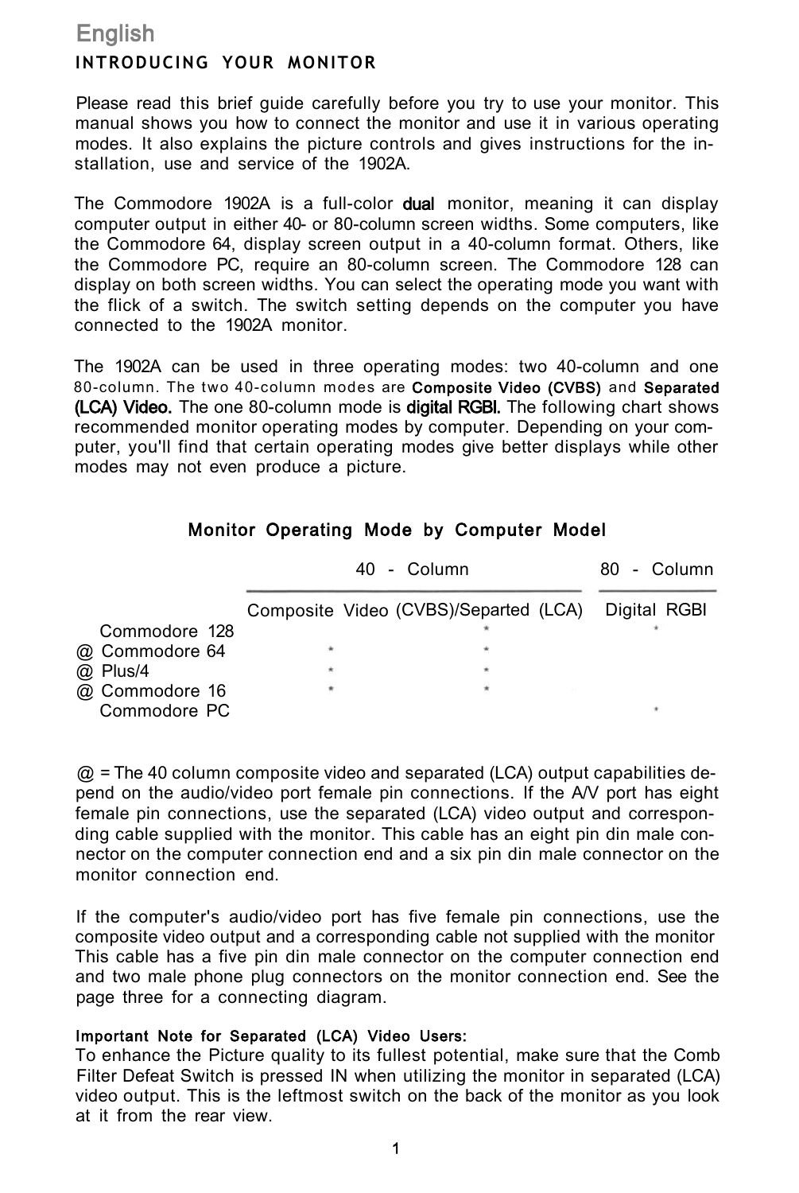## English

### INTRODUCING YOUR MONITOR

Please read this brief guide carefully before you try to use your monitor. This manual shows you how to connect the monitor and use it in various operating modes. It also explains the picture controls and gives instructions for the installation, use and service of the 1902A.

The Commodore 1902A is a full-color **dual** monitor, meaning it can display computer output in either 40- or 80-column screen widths. Some computers, like the Commodore 64, display screen output in a 40-column format. Others, like the Commodore PC, require an 80-column screen. The Commodore 128 can display on both screen widths. You can select the operating mode you want with the flick of a switch. The switch setting depends on the computer you have connected to the 1902A monitor.

The 1902A can be used in three operating modes: two 40-column and one 80-column. The two 40-column modes are **Composite Video (CVBS)** and **Separated (LCA) Video.** The one 80-column mode is **digital RGBI.** The following chart shows recommended monitor operating modes by computer. Depending on your computer, you'll find that certain operating modes give better displays while other modes may not even produce a picture.

### Monitor Operating Mode by Computer Model

| | 40 - Column | | 80 - Column |
|---|---|---|---|
| | Composite Video (CVBS) | /Separted (LCA) | Digital RGBI |
| Commodore 128 | | * | * |
| @ Commodore 64 | * | * | |
| @ Plus/4 | * | * | |
| @ Commodore 16 | * | * | |
| Commodore PC | | | * |

@ = The 40 column composite video and separated (LCA) output capabilities depend on the audio/video port female pin connections. If the A/V port has eight female pin connections, use the separated (LCA) video output and corresponding cable supplied with the monitor. This cable has an eight pin din male connector on the computer connection end and a six pin din male connector on the monitor connection end.

If the computer's audio/video port has five female pin connections, use the composite video output and a corresponding cable not supplied with the monitor This cable has a five pin din male connector on the computer connection end and two male phone plug connectors on the monitor connection end. See the page three for a connecting diagram.

**Important Note for Separated (LCA) Video Users:**
To enhance the Picture quality to its fullest potential, make sure that the Comb Filter Defeat Switch is pressed IN when utilizing the monitor in separated (LCA) video output. This is the leftmost switch on the back of the monitor as you look at it from the rear view.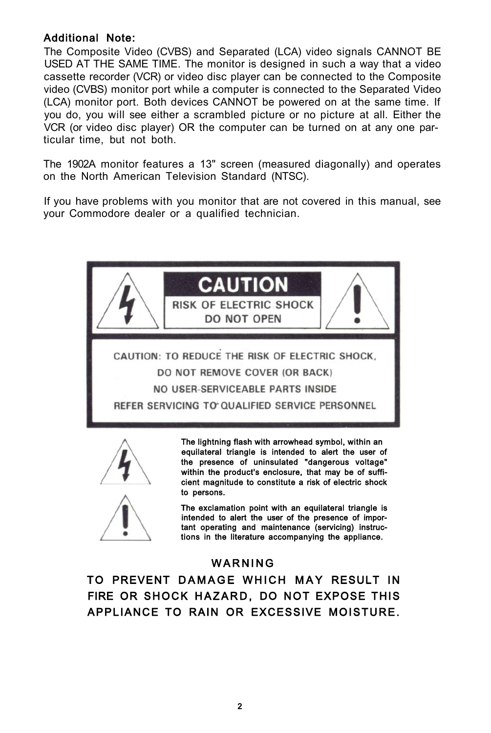**Additional Note:**

The Composite Video (CVBS) and Separated (LCA) video signals CANNOT BE USED AT THE SAME TIME. The monitor is designed in such a way that a video cassette recorder (VCR) or video disc player can be connected to the Composite video (CVBS) monitor port while a computer is connected to the Separated Video (LCA) monitor port. Both devices CANNOT be powered on at the same time. If you do, you will see either a scrambled picture or no picture at all. Either the VCR (or video disc player) OR the computer can be turned on at any one particular time, but not both.

The 1902A monitor features a 13" screen (measured diagonally) and operates on the North American Television Standard (NTSC).

If you have problems with you monitor that are not covered in this manual, see your Commodore dealer or a qualified technician.

**CAUTION**

**RISK OF ELECTRIC SHOCK DO NOT OPEN**

CAUTION: TO REDUCE THE RISK OF ELECTRIC SHOCK, DO NOT REMOVE COVER (OR BACK) NO USER-SERVICEABLE PARTS INSIDE REFER SERVICING TO QUALIFIED SERVICE PERSONNEL

The lightning flash with arrowhead symbol, within an equilateral triangle is intended to alert the user of the presence of uninsulated "dangerous voltage" within the product's enclosure, that may be of sufficient magnitude to constitute a risk of electric shock to persons.

The exclamation point with an equilateral triangle is intended to alert the user of the presence of important operating and maintenance (servicing) instructions in the literature accompanying the appliance.

**WARNING**

**TO PREVENT DAMAGE WHICH MAY RESULT IN FIRE OR SHOCK HAZARD, DO NOT EXPOSE THIS APPLIANCE TO RAIN OR EXCESSIVE MOISTURE.**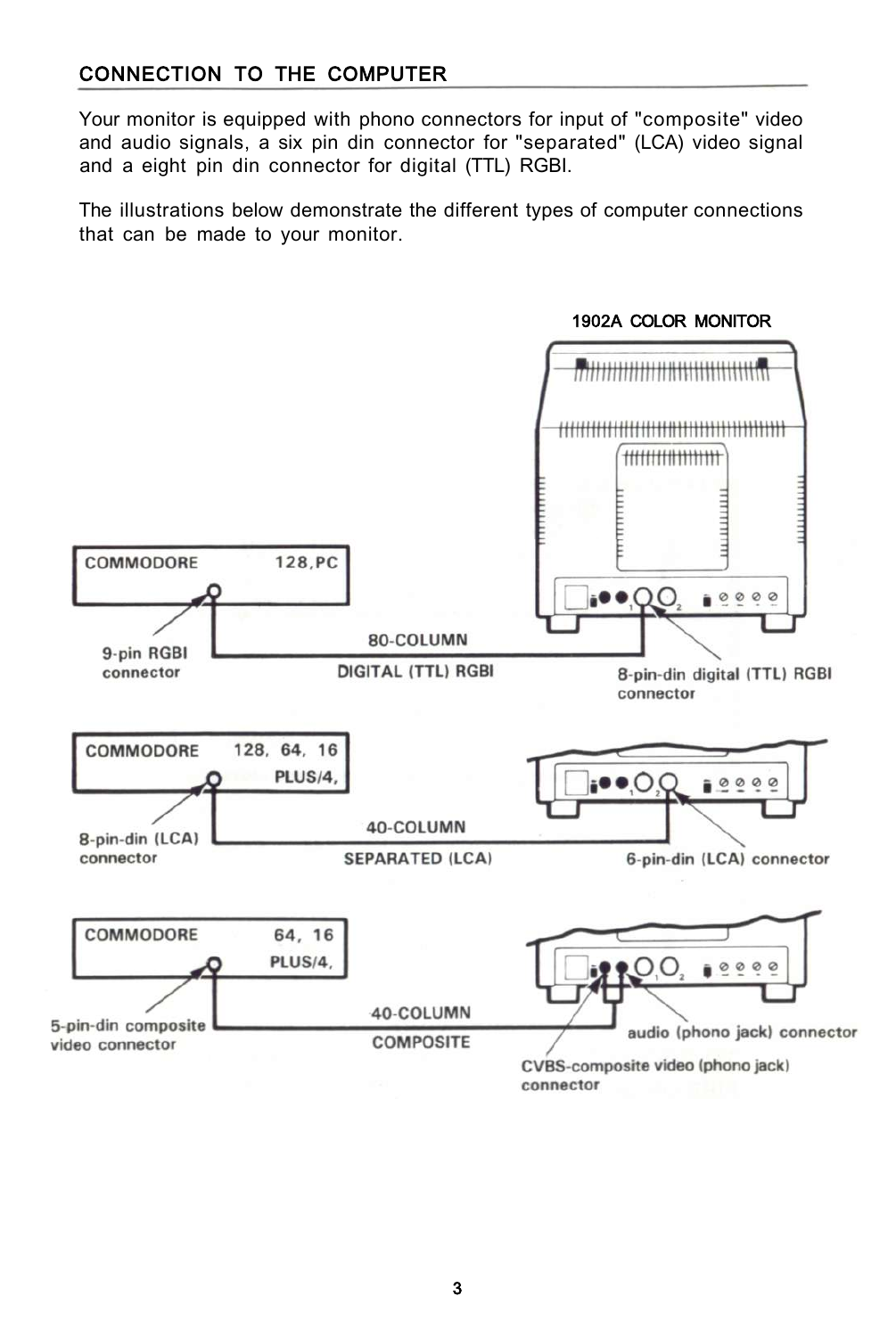## CONNECTION TO THE COMPUTER

Your monitor is equipped with phono connectors for input of "composite" video and audio signals, a six pin din connector for "separated" (LCA) video signal and a eight pin din connector for digital (TTL) RGBI.

The illustrations below demonstrate the different types of computer connections that can be made to your monitor.

1902A COLOR MONITOR

COMMODORE 128,PC

9-pin RGBI connector

80-COLUMN

DIGITAL (TTL) RGBI

8-pin-din digital (TTL) RGBI connector

COMMODORE 128, 64, 16 PLUS/4,

8-pin-din (LCA) connector

40-COLUMN

SEPARATED (LCA)

6-pin-din (LCA) connector

COMMODORE 64, 16 PLUS/4,

5-pin-din composite video connector

40-COLUMN

COMPOSITE

audio (phono jack) connector

CVBS-composite video (phono jack) connector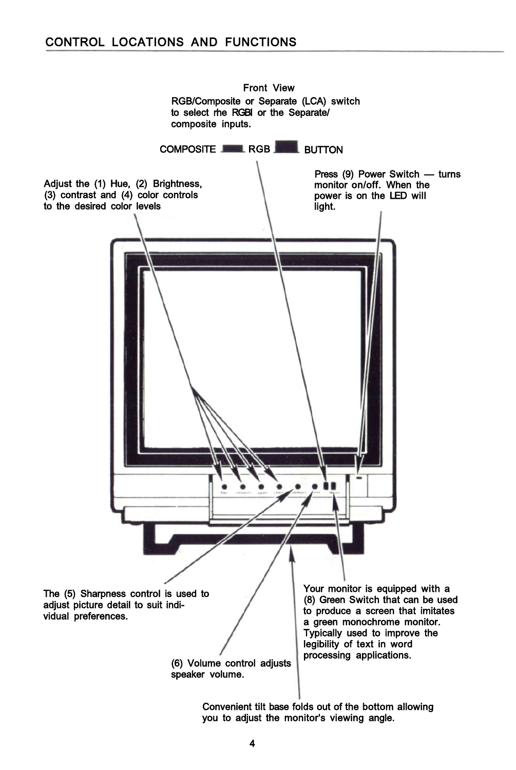## CONTROL LOCATIONS AND FUNCTIONS

Front View

RGB/Composite or Separate (LCA) switch to select rhe RGBI or the Separate/composite inputs.

COMPOSITE RGB BUTTON

Adjust the (1) Hue, (2) Brightness, (3) contrast and (4) color controls to the desired color levels

Press (9) Power Switch — turns monitor on/off. When the power is on the LED will light.

The (5) Sharpness control is used to adjust picture detail to suit individual preferences.

(6) Volume control adjusts speaker volume.

Your monitor is equipped with a (8) Green Switch that can be used to produce a screen that imitates a green monochrome monitor. Typically used to improve the legibility of text in word processing applications.

Convenient tilt base folds out of the bottom allowing you to adjust the monitor's viewing angle.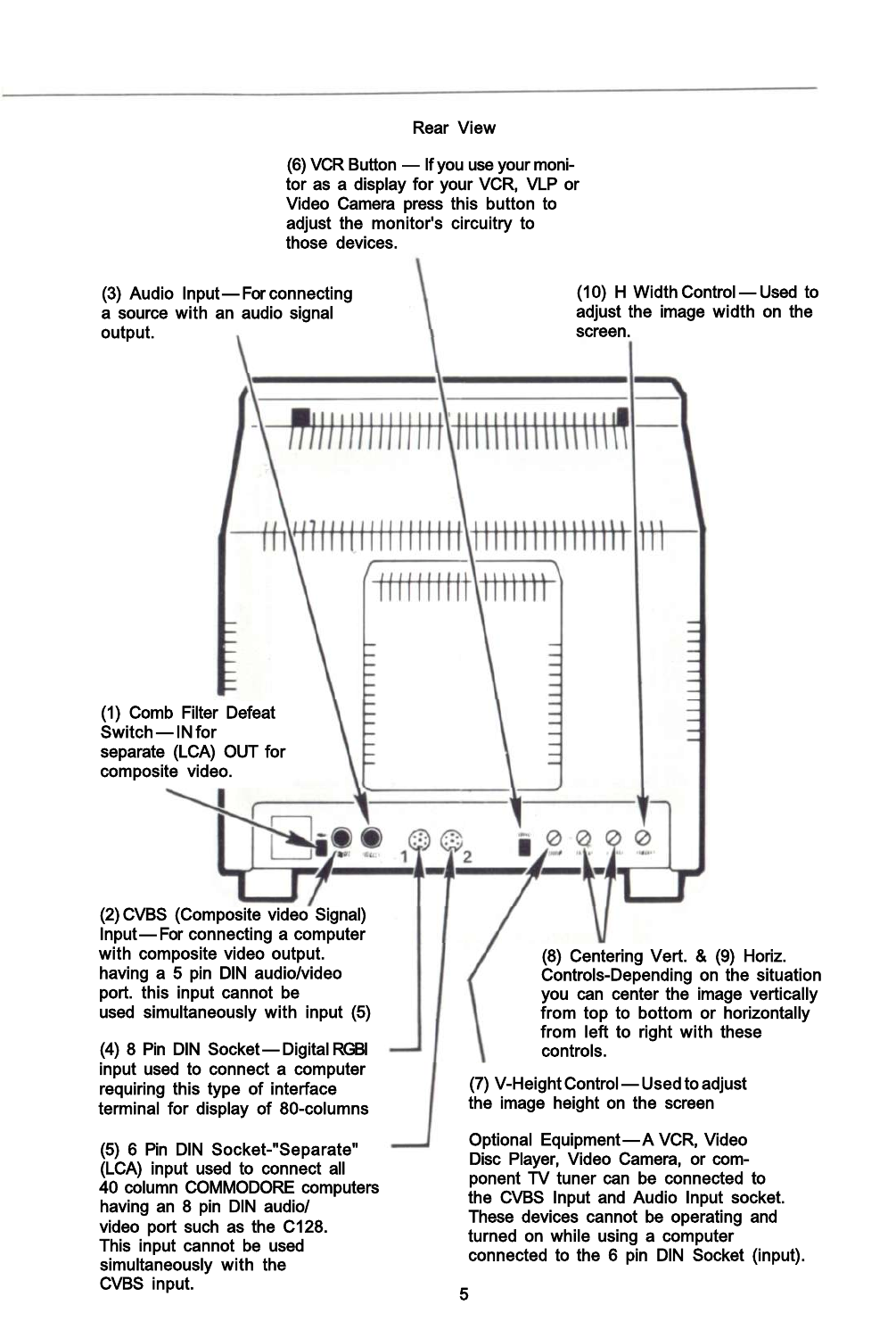## Rear View

(6) VCR Button — If you use your monitor as a display for your VCR, VLP or Video Camera press this button to adjust the monitor's circuitry to those devices.

(3) Audio Input — For connecting a source with an audio signal output.

(10) H Width Control — Used to adjust the image width on the screen.

(1) Comb Filter Defeat Switch — IN for separate (LCA) OUT for composite video.

(2) CVBS (Composite video Signal) Input — For connecting a computer with composite video output. having a 5 pin DIN audio/video port. this input cannot be used simultaneously with input (5)

(4) 8 Pin DIN Socket — Digital RGBI input used to connect a computer requiring this type of interface terminal for display of 80-columns

(5) 6 Pin DIN Socket-"Separate" (LCA) input used to connect all 40 column COMMODORE computers having an 8 pin DIN audio/video port such as the C128. This input cannot be used simultaneously with the CVBS input.

(8) Centering Vert. & (9) Horiz. Controls-Depending on the situation you can center the image vertically from top to bottom or horizontally from left to right with these controls.

(7) V-Height Control — Used to adjust the image height on the screen

Optional Equipment — A VCR, Video Disc Player, Video Camera, or component TV tuner can be connected to the CVBS Input and Audio Input socket. These devices cannot be operating and turned on while using a computer connected to the 6 pin DIN Socket (input).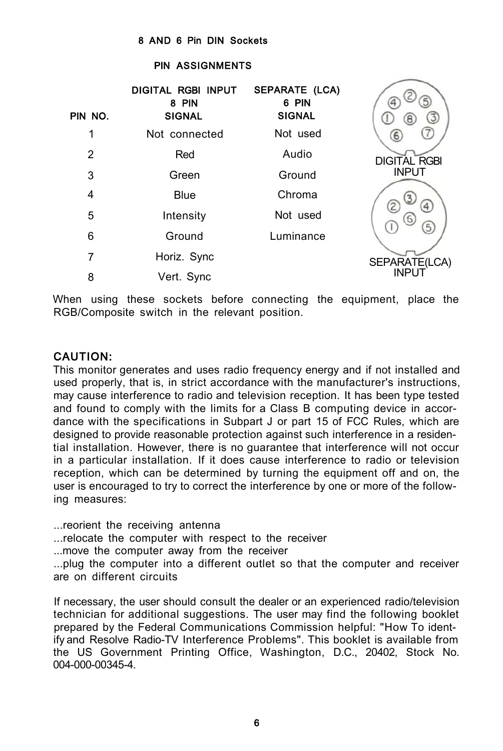## 8 AND 6 Pin DIN Sockets

### PIN ASSIGNMENTS

| PIN NO. | DIGITAL RGBI INPUT 8 PIN SIGNAL | SEPARATE (LCA) 6 PIN SIGNAL |
|---|---|---|
| 1 | Not connected | Not used |
| 2 | Red | Audio |
| 3 | Green | Ground |
| 4 | Blue | Chroma |
| 5 | Intensity | Not used |
| 6 | Ground | Luminance |
| 7 | Horiz. Sync | |
| 8 | Vert. Sync | |

DIGITAL RGBI INPUT

SEPARATE(LCA) INPUT

When using these sockets before connecting the equipment, place the RGB/Composite switch in the relevant position.

### CAUTION:

This monitor generates and uses radio frequency energy and if not installed and used properly, that is, in strict accordance with the manufacturer's instructions, may cause interference to radio and television reception. It has been type tested and found to comply with the limits for a Class B computing device in accordance with the specifications in Subpart J or part 15 of FCC Rules, which are designed to provide reasonable protection against such interference in a residential installation. However, there is no guarantee that interference will not occur in a particular installation. If it does cause interference to radio or television reception, which can be determined by turning the equipment off and on, the user is encouraged to try to correct the interference by one or more of the following measures:

...reorient the receiving antenna
...relocate the computer with respect to the receiver
...move the computer away from the receiver
...plug the computer into a different outlet so that the computer and receiver are on different circuits

If necessary, the user should consult the dealer or an experienced radio/television technician for additional suggestions. The user may find the following booklet prepared by the Federal Communications Commission helpful: "How To identify and Resolve Radio-TV Interference Problems". This booklet is available from the US Government Printing Office, Washington, D.C., 20402, Stock No. 004-000-00345-4.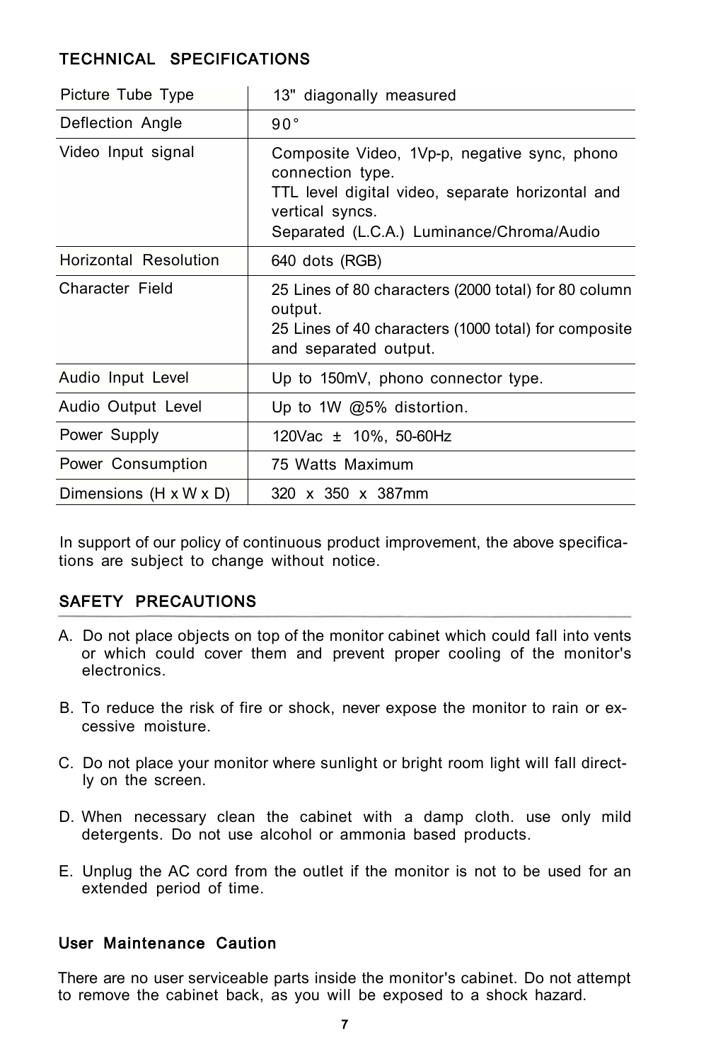## TECHNICAL SPECIFICATIONS

| | |
|---|---|
| Picture Tube Type | 13" diagonally measured |
| Deflection Angle | 90° |
| Video Input signal | Composite Video, 1Vp-p, negative sync, phono connection type.<br>TTL level digital video, separate horizontal and vertical syncs.<br>Separated (L.C.A.) Luminance/Chroma/Audio |
| Horizontal Resolution | 640 dots (RGB) |
| Character Field | 25 Lines of 80 characters (2000 total) for 80 column output.<br>25 Lines of 40 characters (1000 total) for composite and separated output. |
| Audio Input Level | Up to 150mV, phono connector type. |
| Audio Output Level | Up to 1W @5% distortion. |
| Power Supply | 120Vac ± 10%, 50-60Hz |
| Power Consumption | 75 Watts Maximum |
| Dimensions (H x W x D) | 320 x 350 x 387mm |

In support of our policy of continuous product improvement, the above specifications are subject to change without notice.

## SAFETY PRECAUTIONS

A. Do not place objects on top of the monitor cabinet which could fall into vents or which could cover them and prevent proper cooling of the monitor's electronics.

B. To reduce the risk of fire or shock, never expose the monitor to rain or excessive moisture.

C. Do not place your monitor where sunlight or bright room light will fall directly on the screen.

D. When necessary clean the cabinet with a damp cloth. use only mild detergents. Do not use alcohol or ammonia based products.

E. Unplug the AC cord from the outlet if the monitor is not to be used for an extended period of time.

### User Maintenance Caution

There are no user serviceable parts inside the monitor's cabinet. Do not attempt to remove the cabinet back, as you will be exposed to a shock hazard.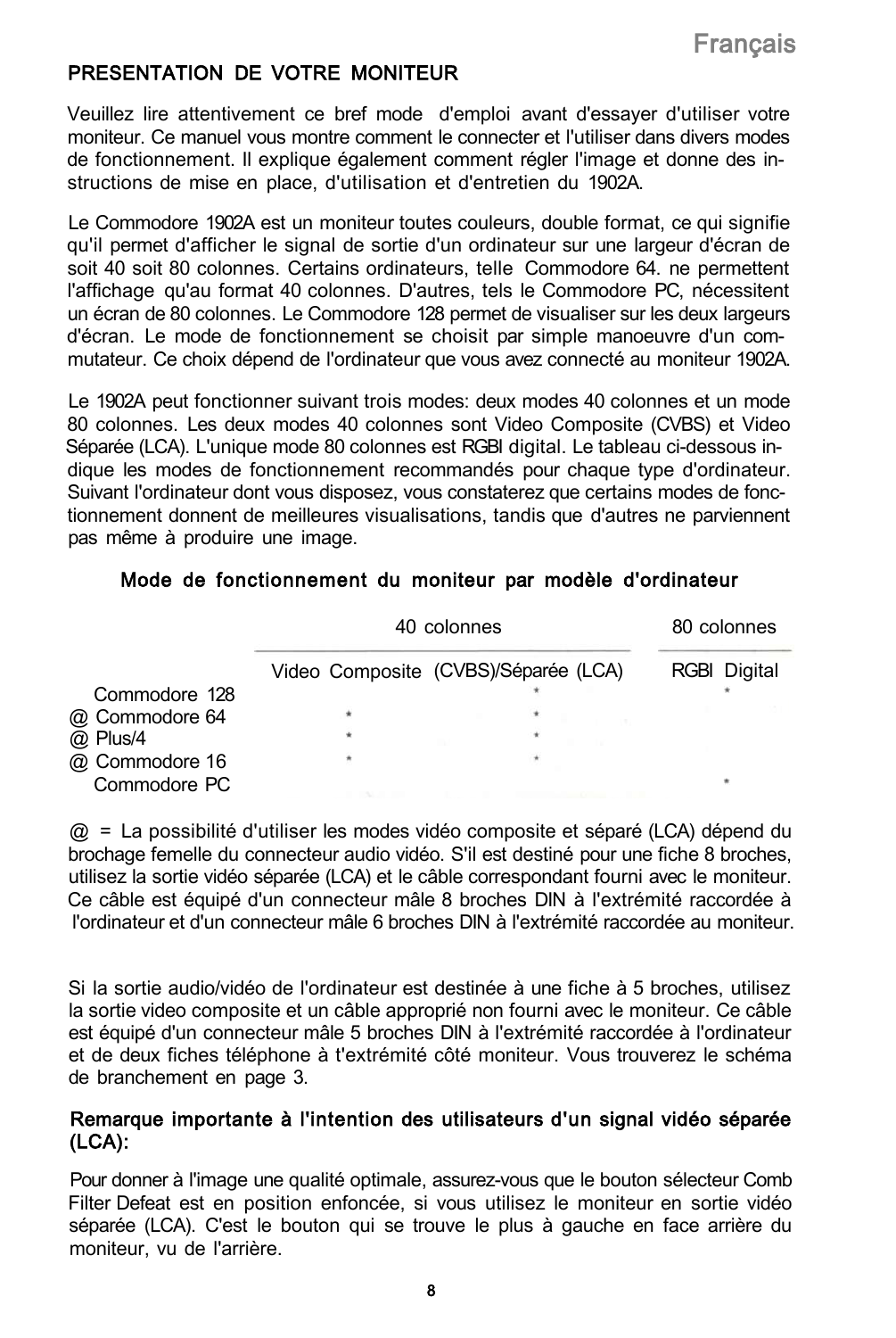## PRESENTATION DE VOTRE MONITEUR

Veuillez lire attentivement ce bref mode d'emploi avant d'essayer d'utiliser votre moniteur. Ce manuel vous montre comment le connecter et l'utiliser dans divers modes de fonctionnement. Il explique également comment régler l'image et donne des instructions de mise en place, d'utilisation et d'entretien du 1902A.

Le Commodore 1902A est un moniteur toutes couleurs, double format, ce qui signifie qu'il permet d'afficher le signal de sortie d'un ordinateur sur une largeur d'écran de soit 40 soit 80 colonnes. Certains ordinateurs, telle Commodore 64. ne permettent l'affichage qu'au format 40 colonnes. D'autres, tels le Commodore PC, nécessitent un écran de 80 colonnes. Le Commodore 128 permet de visualiser sur les deux largeurs d'écran. Le mode de fonctionnement se choisit par simple manoeuvre d'un commutateur. Ce choix dépend de l'ordinateur que vous avez connecté au moniteur 1902A.

Le 1902A peut fonctionner suivant trois modes: deux modes 40 colonnes et un mode 80 colonnes. Les deux modes 40 colonnes sont Video Composite (CVBS) et Video Séparée (LCA). L'unique mode 80 colonnes est RGBI digital. Le tableau ci-dessous indique les modes de fonctionnement recommandés pour chaque type d'ordinateur. Suivant l'ordinateur dont vous disposez, vous constaterez que certains modes de fonctionnement donnent de meilleures visualisations, tandis que d'autres ne parviennent pas même à produire une image.

### Mode de fonctionnement du moniteur par modèle d'ordinateur

| | 40 colonnes | | 80 colonnes |
|---|---|---|---|
| | Video Composite (CVBS) | Séparée (LCA) | RGBI Digital |
| Commodore 128 | | * | * |
| @ Commodore 64 | * | * | |
| @ Plus/4 | * | * | |
| @ Commodore 16 | * | * | |
| Commodore PC | | | * |

@ = La possibilité d'utiliser les modes vidéo composite et séparé (LCA) dépend du brochage femelle du connecteur audio vidéo. S'il est destiné pour une fiche 8 broches, utilisez la sortie vidéo séparée (LCA) et le câble correspondant fourni avec le moniteur. Ce câble est équipé d'un connecteur mâle 8 broches DIN à l'extrémité raccordée à l'ordinateur et d'un connecteur mâle 6 broches DIN à l'extrémité raccordée au moniteur.

Si la sortie audio/vidéo de l'ordinateur est destinée à une fiche à 5 broches, utilisez la sortie video composite et un câble approprié non fourni avec le moniteur. Ce câble est équipé d'un connecteur mâle 5 broches DIN à l'extrémité raccordée à l'ordinateur et de deux fiches téléphone à t'extrémité côté moniteur. Vous trouverez le schéma de branchement en page 3.

**Remarque importante à l'intention des utilisateurs d'un signal vidéo séparée (LCA):**

Pour donner à l'image une qualité optimale, assurez-vous que le bouton sélecteur Comb Filter Defeat est en position enfoncée, si vous utilisez le moniteur en sortie vidéo séparée (LCA). C'est le bouton qui se trouve le plus à gauche en face arrière du moniteur, vu de l'arrière.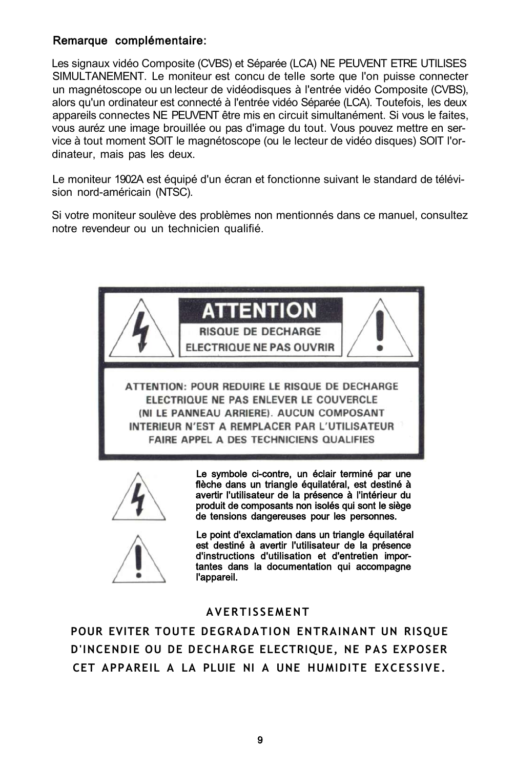**Remarque complémentaire:**

Les signaux vidéo Composite (CVBS) et Séparée (LCA) NE PEUVENT ETRE UTILISES SIMULTANEMENT. Le moniteur est concu de telle sorte que l'on puisse connecter un magnétoscope ou un lecteur de vidéodisques à l'entrée vidéo Composite (CVBS), alors qu'un ordinateur est connecté à l'entrée vidéo Séparée (LCA). Toutefois, les deux appareils connectes NE PEUVENT être mis en circuit simultanément. Si vous le faites, vous aurez une image brouillée ou pas d'image du tout. Vous pouvez mettre en service à tout moment SOIT le magnétoscope (ou le lecteur de vidéo disques) SOIT l'ordinateur, mais pas les deux.

Le moniteur 1902A est équipé d'un écran et fonctionne suivant le standard de télévision nord-américain (NTSC).

Si votre moniteur soulève des problèmes non mentionnés dans ce manuel, consultez notre revendeur ou un technicien qualifié.

**ATTENTION**

**RISQUE DE DECHARGE ELECTRIQUE NE PAS OUVRIR**

**ATTENTION: POUR REDUIRE LE RISQUE DE DECHARGE ELECTRIQUE NE PAS ENLEVER LE COUVERCLE (NI LE PANNEAU ARRIERE). AUCUN COMPOSANT INTERIEUR N'EST A REMPLACER PAR L'UTILISATEUR FAIRE APPEL A DES TECHNICIENS QUALIFIES**

**Le symbole ci-contre, un éclair terminé par une flèche dans un triangle équilatéral, est destiné à avertir l'utilisateur de la présence à l'intérieur du produit de composants non isolés qui sont le siège de tensions dangereuses pour les personnes.**

**Le point d'exclamation dans un triangle équilatéral est destiné à avertir l'utilisateur de la présence d'instructions d'utilisation et d'entretien importantes dans la documentation qui accompagne l'appareil.**

**AVERTISSEMENT**

**POUR EVITER TOUTE DEGRADATION ENTRAINANT UN RISQUE D'INCENDIE OU DE DECHARGE ELECTRIQUE, NE PAS EXPOSER CET APPAREIL A LA PLUIE NI A UNE HUMIDITE EXCESSIVE.**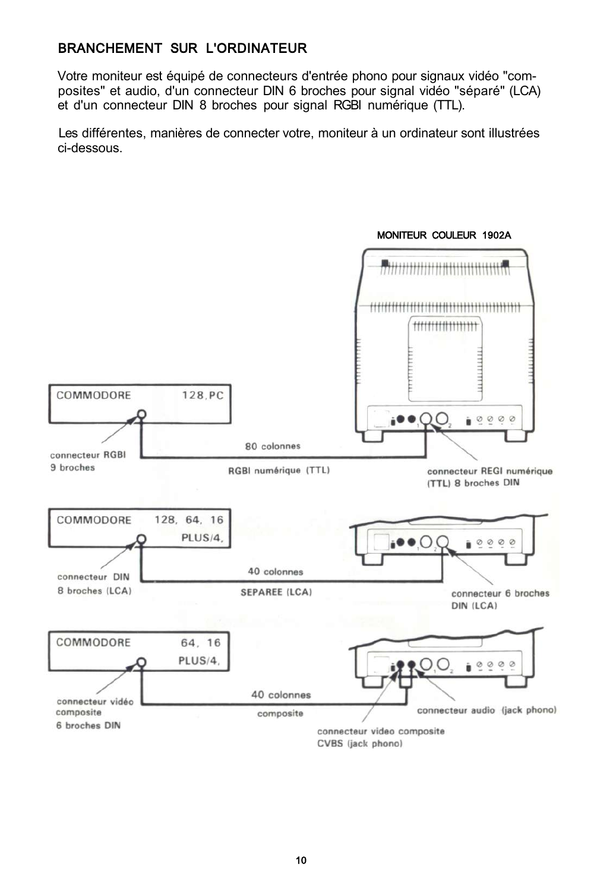## BRANCHEMENT SUR L'ORDINATEUR

Votre moniteur est équipé de connecteurs d'entrée phono pour signaux vidéo "composites" et audio, d'un connecteur DIN 6 broches pour signal vidéo "séparé" (LCA) et d'un connecteur DIN 8 broches pour signal RGBI numérique (TTL).

Les différentes, manières de connecter votre, moniteur à un ordinateur sont illustrées ci-dessous.

MONITEUR COULEUR 1902A

COMMODORE 128, PC

connecteur RGBI 9 broches

80 colonnes

RGBI numérique (TTL)

connecteur REGI numérique (TTL) 8 broches DIN

COMMODORE 128, 64, 16 PLUS/4,

connecteur DIN 8 broches (LCA)

40 colonnes

SEPAREE (LCA)

connecteur 6 broches DIN (LCA)

COMMODORE 64, 16 PLUS/4,

connecteur vidéo composite 6 broches DIN

40 colonnes

composite

connecteur audio (jack phono)

connecteur video composite CVBS (jack phono)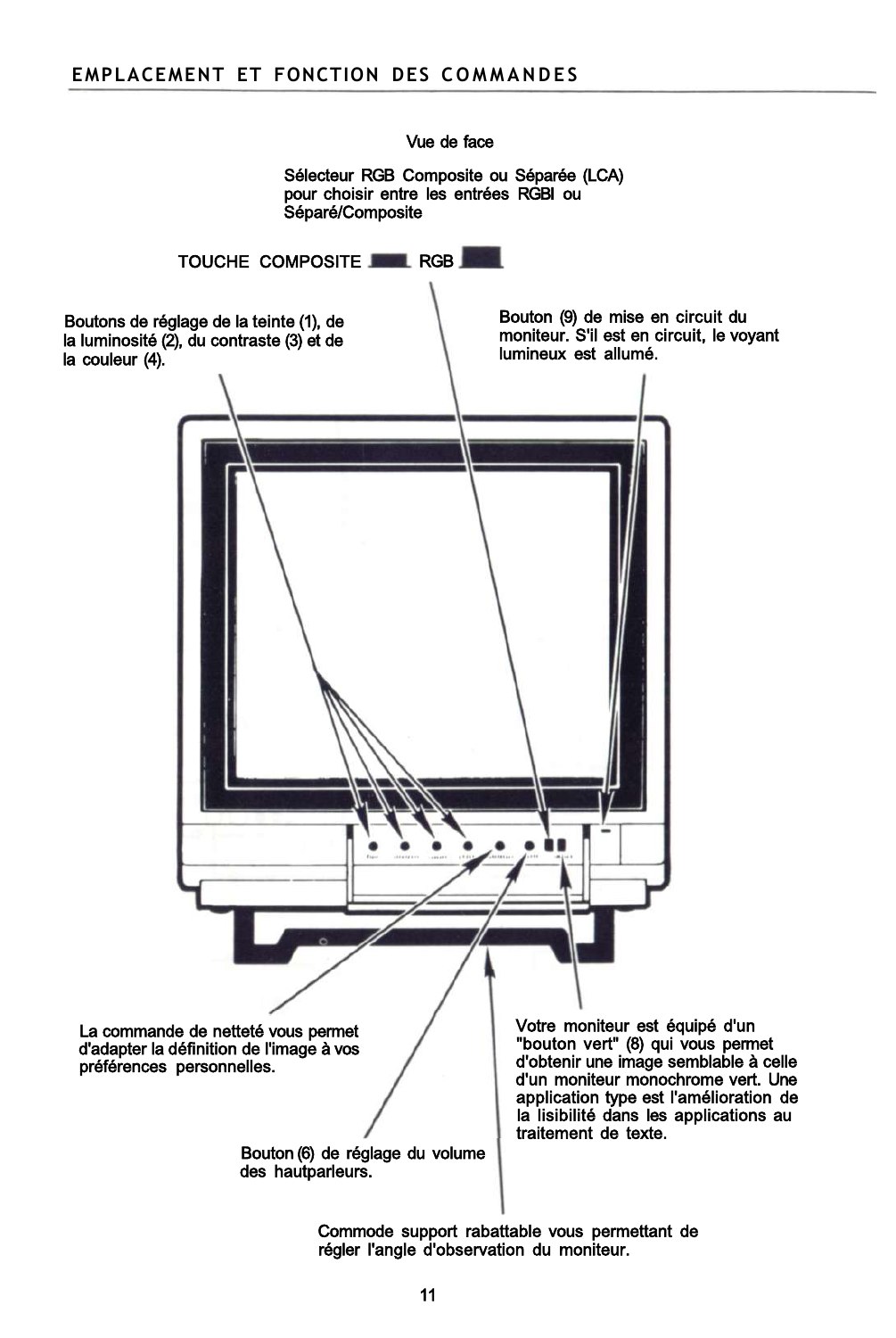## EMPLACEMENT ET FONCTION DES COMMANDES

Vue de face

Sélecteur RGB Composite ou Séparée (LCA) pour choisir entre les entrées RGBI ou Séparé/Composite

TOUCHE COMPOSITE ▬ RGB ▬

Boutons de réglage de la teinte (1), de la luminosité (2), du contraste (3) et de la couleur (4).

Bouton (9) de mise en circuit du moniteur. S'il est en circuit, le voyant lumineux est allumé.

La commande de netteté vous permet d'adapter la définition de l'image à vos préférences personnelles.

Votre moniteur est équipé d'un "bouton vert" (8) qui vous permet d'obtenir une image semblable à celle d'un moniteur monochrome vert. Une application type est l'amélioration de la lisibilité dans les applications au traitement de texte.

Bouton (6) de réglage du volume des hautparleurs.

Commode support rabattable vous permettant de régler l'angle d'observation du moniteur.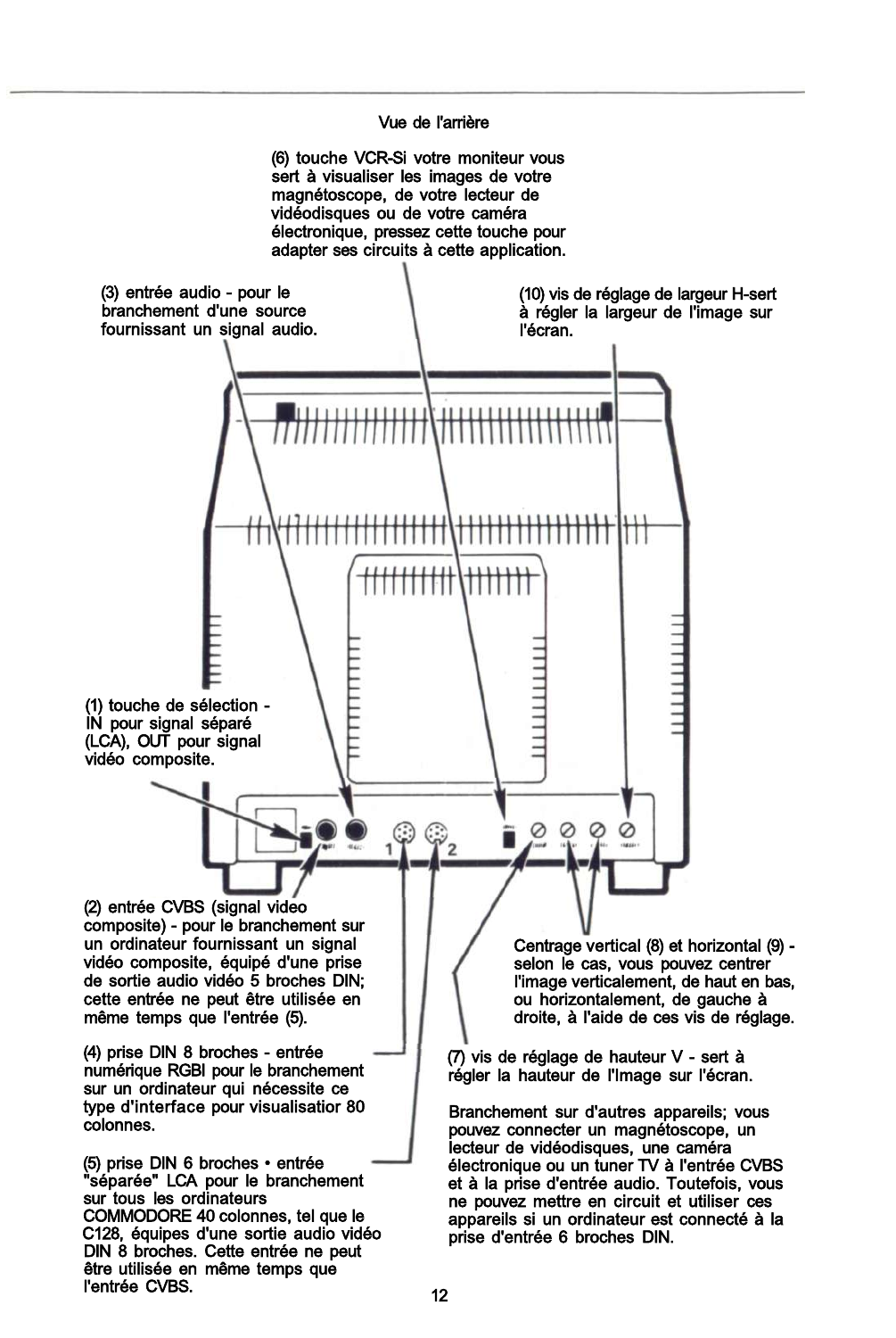## Vue de l'arrière

(6) touche VCR-Si votre moniteur vous sert à visualiser les images de votre magnétoscope, de votre lecteur de vidéodisques ou de votre caméra électronique, pressez cette touche pour adapter ses circuits à cette application.

(3) entrée audio - pour le branchement d'une source fournissant un signal audio.

(10) vis de réglage de largeur H-sert à régler la largeur de l'image sur l'écran.

(1) touche de sélection - IN pour signal séparé (LCA), OUT pour signal vidéo composite.

(2) entrée CVBS (signal video composite) - pour le branchement sur un ordinateur fournissant un signal vidéo composite, équipé d'une prise de sortie audio vidéo 5 broches DIN; cette entrée ne peut être utilisée en même temps que l'entrée (5).

(4) prise DIN 8 broches - entrée numérique RGBI pour le branchement sur un ordinateur qui nécessite ce type d'interface pour visualisatior 80 colonnes.

(5) prise DIN 6 broches • entrée "séparée" LCA pour le branchement sur tous les ordinateurs COMMODORE 40 colonnes, tel que le C128, équipes d'une sortie audio vidéo DIN 8 broches. Cette entrée ne peut être utilisée en même temps que l'entrée CVBS.

Centrage vertical (8) et horizontal (9) - selon le cas, vous pouvez centrer l'image verticalement, de haut en bas, ou horizontalement, de gauche à droite, à l'aide de ces vis de réglage.

(7) vis de réglage de hauteur V - sert à régler la hauteur de l'Image sur l'écran.

Branchement sur d'autres appareils; vous pouvez connecter un magnétoscope, un lecteur de vidéodisques, une caméra électronique ou un tuner TV à l'entrée CVBS et à la prise d'entrée audio. Toutefois, vous ne pouvez mettre en circuit et utiliser ces appareils si un ordinateur est connecté à la prise d'entrée 6 broches DIN.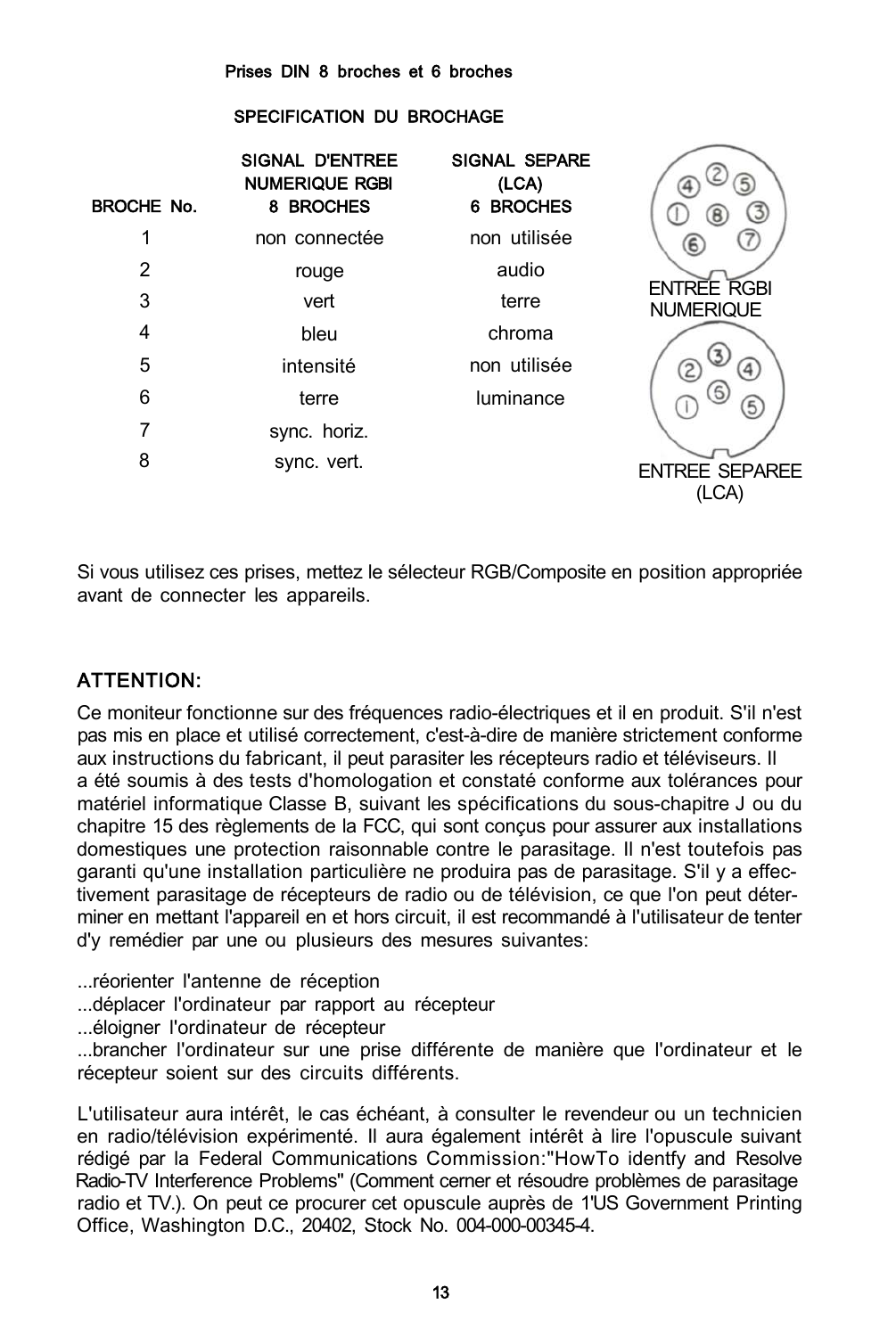## Prises DIN 8 broches et 6 broches

### SPECIFICATION DU BROCHAGE

| BROCHE No. | SIGNAL D'ENTREE NUMERIQUE RGBI 8 BROCHES | SIGNAL SEPARE (LCA) 6 BROCHES |
|---|---|---|
| 1 | non connectée | non utilisée |
| 2 | rouge | audio |
| 3 | vert | terre |
| 4 | bleu | chroma |
| 5 | intensité | non utilisée |
| 6 | terre | luminance |
| 7 | sync. horiz. | |
| 8 | sync. vert. | |

ENTREE RGBI NUMERIQUE

ENTREE SEPAREE (LCA)

Si vous utilisez ces prises, mettez le sélecteur RGB/Composite en position appropriée avant de connecter les appareils.

## ATTENTION:

Ce moniteur fonctionne sur des fréquences radio-électriques et il en produit. S'il n'est pas mis en place et utilisé correctement, c'est-à-dire de manière strictement conforme aux instructions du fabricant, il peut parasiter les récepteurs radio et téléviseurs. Il a été soumis à des tests d'homologation et constaté conforme aux tolérances pour matériel informatique Classe B, suivant les spécifications du sous-chapitre J ou du chapitre 15 des règlements de la FCC, qui sont conçus pour assurer aux installations domestiques une protection raisonnable contre le parasitage. Il n'est toutefois pas garanti qu'une installation particulière ne produira pas de parasitage. S'il y a effectivement parasitage de récepteurs de radio ou de télévision, ce que l'on peut déterminer en mettant l'appareil en et hors circuit, il est recommandé à l'utilisateur de tenter d'y remédier par une ou plusieurs des mesures suivantes:

...réorienter l'antenne de réception
...déplacer l'ordinateur par rapport au récepteur
...éloigner l'ordinateur de récepteur
...brancher l'ordinateur sur une prise différente de manière que l'ordinateur et le récepteur soient sur des circuits différents.

L'utilisateur aura intérêt, le cas échéant, à consulter le revendeur ou un technicien en radio/télévision expérimenté. Il aura également intérêt à lire l'opuscule suivant rédigé par la Federal Communications Commission:"HowTo identfy and Resolve Radio-TV Interference Problems" (Comment cerner et résoudre problèmes de parasitage radio et TV.). On peut ce procurer cet opuscule auprès de 1'US Government Printing Office, Washington D.C., 20402, Stock No. 004-000-00345-4.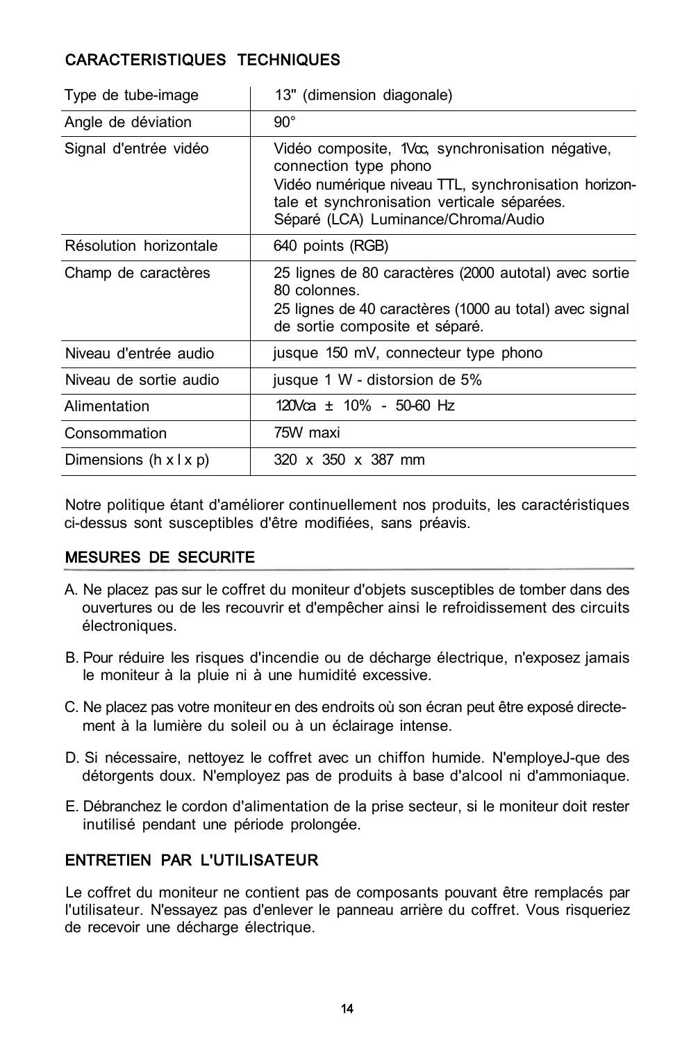## CARACTERISTIQUES TECHNIQUES

| | |
|---|---|
| Type de tube-image | 13" (dimension diagonale) |
| Angle de déviation | 90° |
| Signal d'entrée vidéo | Vidéo composite, 1Vcc, synchronisation négative, connection type phono<br>Vidéo numérique niveau TTL, synchronisation horizontale et synchronisation verticale séparées.<br>Séparé (LCA) Luminance/Chroma/Audio |
| Résolution horizontale | 640 points (RGB) |
| Champ de caractères | 25 lignes de 80 caractères (2000 autotal) avec sortie 80 colonnes.<br>25 lignes de 40 caractères (1000 au total) avec signal de sortie composite et séparé. |
| Niveau d'entrée audio | jusque 150 mV, connecteur type phono |
| Niveau de sortie audio | jusque 1 W - distorsion de 5% |
| Alimentation | 120Vca ± 10% - 50-60 Hz |
| Consommation | 75W maxi |
| Dimensions (h x l x p) | 320 x 350 x 387 mm |

Notre politique étant d'améliorer continuellement nos produits, les caractéristiques ci-dessus sont susceptibles d'être modifiées, sans préavis.

## MESURES DE SECURITE

A. Ne placez pas sur le coffret du moniteur d'objets susceptibles de tomber dans des ouvertures ou de les recouvrir et d'empêcher ainsi le refroidissement des circuits électroniques.

B. Pour réduire les risques d'incendie ou de décharge électrique, n'exposez jamais le moniteur à la pluie ni à une humidité excessive.

C. Ne placez pas votre moniteur en des endroits où son écran peut être exposé directement à la lumière du soleil ou à un éclairage intense.

D. Si nécessaire, nettoyez le coffret avec un chiffon humide. N'employeJ-que des détorgents doux. N'employez pas de produits à base d'alcool ni d'ammoniaque.

E. Débranchez le cordon d'alimentation de la prise secteur, si le moniteur doit rester inutilisé pendant une période prolongée.

## ENTRETIEN PAR L'UTILISATEUR

Le coffret du moniteur ne contient pas de composants pouvant être remplacés par l'utilisateur. N'essayez pas d'enlever le panneau arrière du coffret. Vous risqueriez de recevoir une décharge électrique.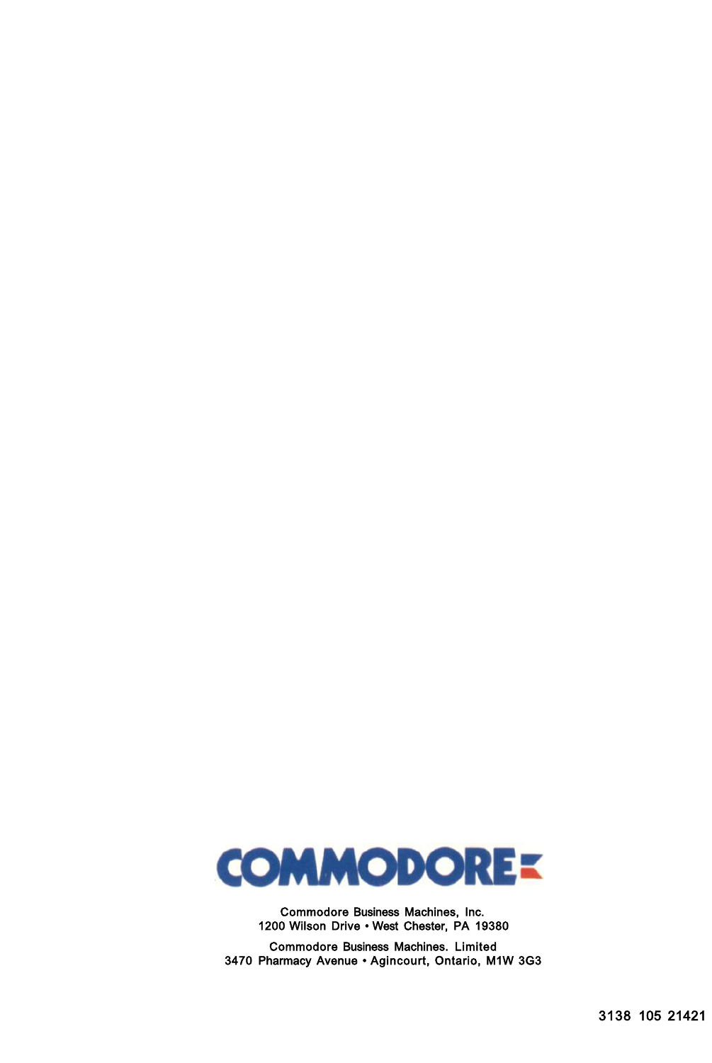COMMODORE

Commodore Business Machines, Inc.
1200 Wilson Drive • West Chester, PA 19380

Commodore Business Machines. Limited
3470 Pharmacy Avenue • Agincourt, Ontario, M1W 3G3

3138 105 21421